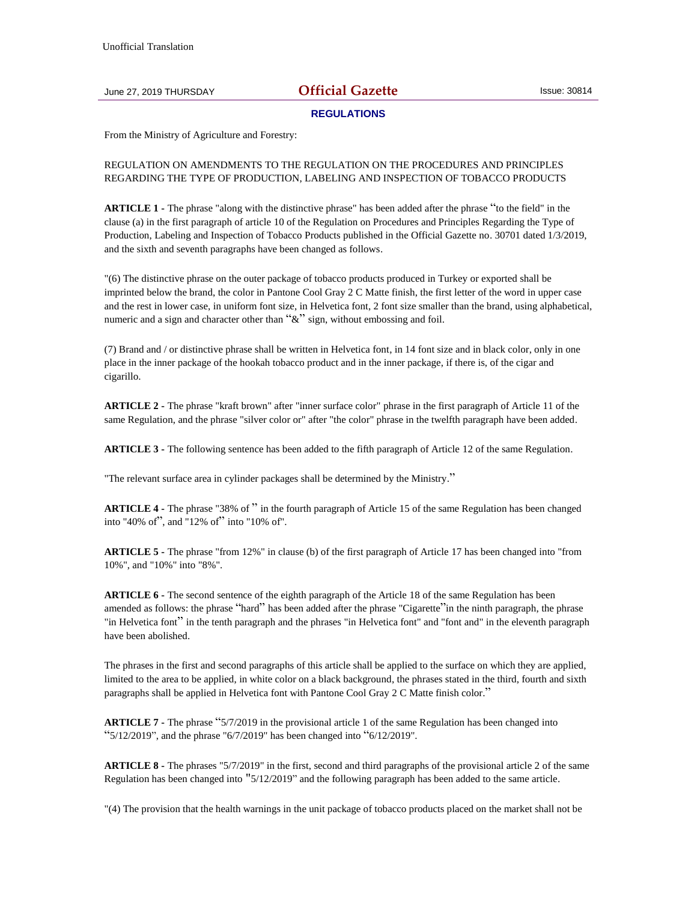Unofficial Translation

June 27, 2019 THURSDAY **Official Gazette** Issue: 30814

## REGULATIONS

From the Ministry of Agriculture and Forestry:

REGULATION ON AMENDMENTS TO THE REGULATION ON THE PROCEDURES AND PRINCIPLES REGARDING THE TYPE OF PRODUCTION, LABELING AND INSPECTION OF TOBACCO PRODUCTS

**ARTICLE 1 -** The phrase "along with the distinctive phrase" has been added after the phrase "to the field" in the clause (a) in the first paragraph of article 10 of the Regulation on Procedures and Principles Regarding the Type of Production, Labeling and Inspection of Tobacco Products published in the Official Gazette no. 30701 dated 1/3/2019, and the sixth and seventh paragraphs have been changed as follows.

"(6) The distinctive phrase on the outer package of tobacco products produced in Turkey or exported shall be imprinted below the brand, the color in Pantone Cool Gray 2 C Matte finish, the first letter of the word in upper case and the rest in lower case, in uniform font size, in Helvetica font, 2 font size smaller than the brand, using alphabetical, numeric and a sign and character other than "&" sign, without embossing and foil.

(7) Brand and / or distinctive phrase shall be written in Helvetica font, in 14 font size and in black color, only in one place in the inner package of the hookah tobacco product and in the inner package, if there is, of the cigar and cigarillo.

**ARTICLE 2 -** The phrase "kraft brown" after "inner surface color" phrase in the first paragraph of Article 11 of the same Regulation, and the phrase "silver color or" after "the color" phrase in the twelfth paragraph have been added.

**ARTICLE 3 -** The following sentence has been added to the fifth paragraph of Article 12 of the same Regulation.

"The relevant surface area in cylinder packages shall be determined by the Ministry."

**ARTICLE 4 -** The phrase "38% of " in the fourth paragraph of Article 15 of the same Regulation has been changed into "40% of", and "12% of" into "10% of".

**ARTICLE 5 -** The phrase "from 12%" in clause (b) of the first paragraph of Article 17 has been changed into "from 10%", and "10%" into "8%".

**ARTICLE 6 -** The second sentence of the eighth paragraph of the Article 18 of the same Regulation has been amended as follows: the phrase "hard" has been added after the phrase "Cigarette"in the ninth paragraph, the phrase "in Helvetica font" in the tenth paragraph and the phrases "in Helvetica font" and "font and" in the eleventh paragraph have been abolished.

The phrases in the first and second paragraphs of this article shall be applied to the surface on which they are applied, limited to the area to be applied, in white color on a black background, the phrases stated in the third, fourth and sixth paragraphs shall be applied in Helvetica font with Pantone Cool Gray 2 C Matte finish color."

**ARTICLE 7 -** The phrase "5/7/2019 in the provisional article 1 of the same Regulation has been changed into "5/12/2019", and the phrase "6/7/2019" has been changed into "6/12/2019".

**ARTICLE 8 -** The phrases "5/7/2019" in the first, second and third paragraphs of the provisional article 2 of the same Regulation has been changed into "5/12/2019" and the following paragraph has been added to the same article.

"(4) The provision that the health warnings in the unit package of tobacco products placed on the market shall not be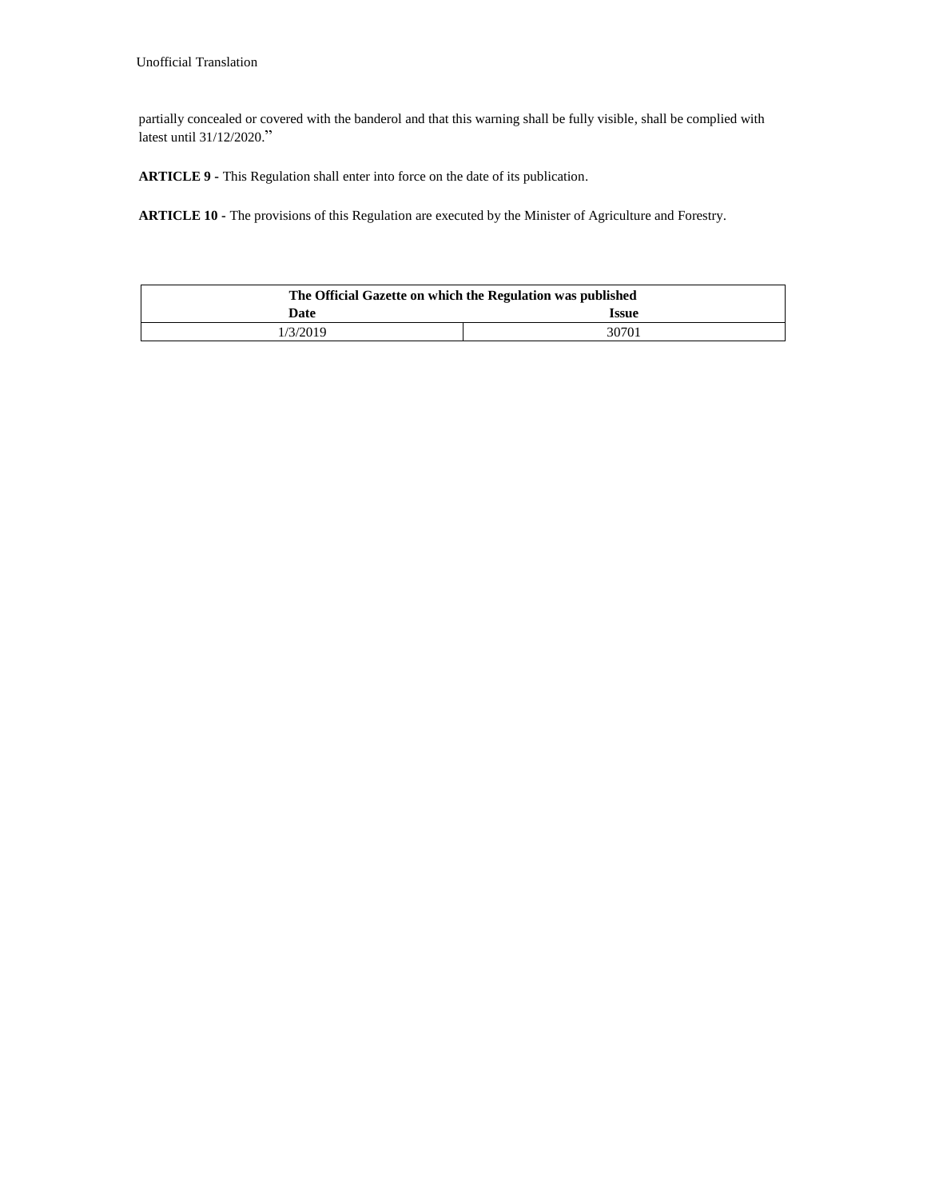partially concealed or covered with the banderol and that this warning shall be fully visible, shall be complied with latest until 31/12/2020."

**ARTICLE 9 -** This Regulation shall enter into force on the date of its publication.

**ARTICLE 10 -** The provisions of this Regulation are executed by the Minister of Agriculture and Forestry.

| The Official Gazette on which the Regulation was published | |
|---|---|
| **Date** | **Issue** |
| 1/3/2019 | 30701 |